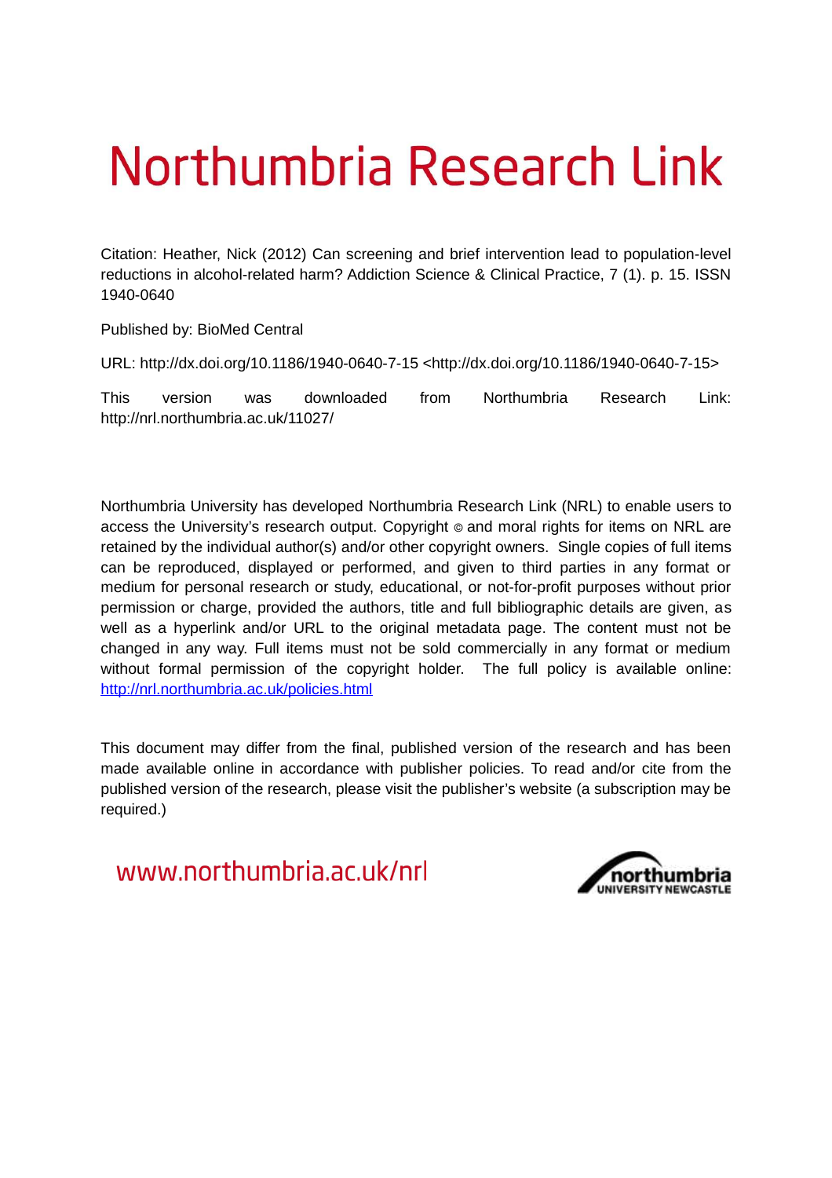# Northumbria Research Link

Citation: Heather, Nick (2012) Can screening and brief intervention lead to population-level reductions in alcohol-related harm? Addiction Science & Clinical Practice, 7 (1). p. 15. ISSN 1940-0640

Published by: BioMed Central

URL: http://dx.doi.org/10.1186/1940-0640-7-15 <http://dx.doi.org/10.1186/1940-0640-7-15>

This version was downloaded from Northumbria Research Link: http://nrl.northumbria.ac.uk/11027/

Northumbria University has developed Northumbria Research Link (NRL) to enable users to access the University's research output. Copyright © and moral rights for items on NRL are retained by the individual author(s) and/or other copyright owners. Single copies of full items can be reproduced, displayed or performed, and given to third parties in any format or medium for personal research or study, educational, or not-for-profit purposes without prior permission or charge, provided the authors, title and full bibliographic details are given, as well as a hyperlink and/or URL to the original metadata page. The content must not be changed in any way. Full items must not be sold commercially in any format or medium without formal permission of the copyright holder. The full policy is available online: http://nrl.northumbria.ac.uk/policies.html

This document may differ from the final, published version of the research and has been made available online in accordance with publisher policies. To read and/or cite from the published version of the research, please visit the publisher's website (a subscription may be required.)

www.northumbria.ac.uk/nrl

northumbria UNIVERSITY NEWCASTLE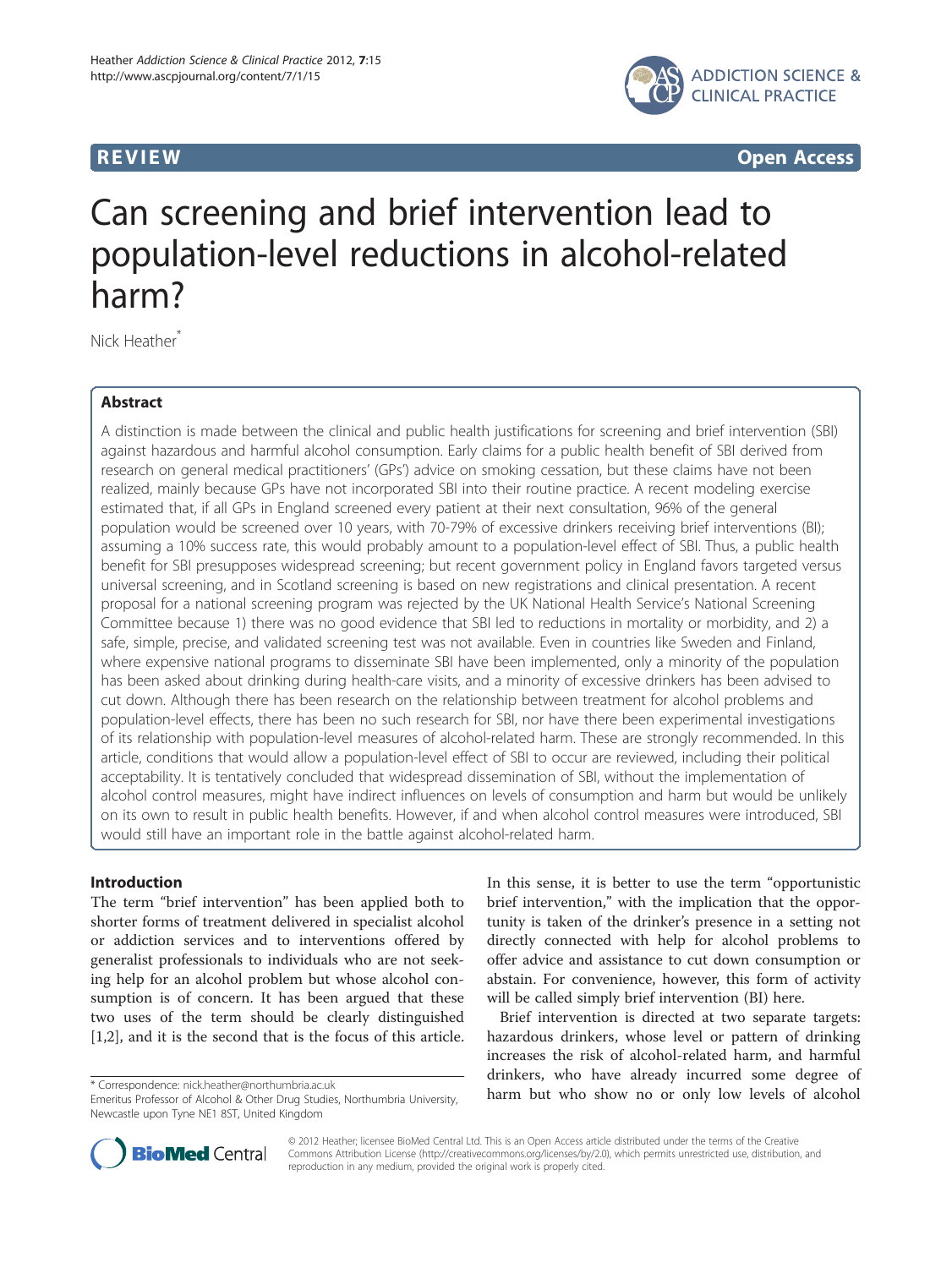# Can screening and brief intervention lead to population-level reductions in alcohol-related harm?

Nick Heather[*]

## Abstract

A distinction is made between the clinical and public health justifications for screening and brief intervention (SBI) against hazardous and harmful alcohol consumption. Early claims for a public health benefit of SBI derived from research on general medical practitioners' (GPs') advice on smoking cessation, but these claims have not been realized, mainly because GPs have not incorporated SBI into their routine practice. A recent modeling exercise estimated that, if all GPs in England screened every patient at their next consultation, 96% of the general population would be screened over 10 years, with 70-79% of excessive drinkers receiving brief interventions (BI); assuming a 10% success rate, this would probably amount to a population-level effect of SBI. Thus, a public health benefit for SBI presupposes widespread screening; but recent government policy in England favors targeted versus universal screening, and in Scotland screening is based on new registrations and clinical presentation. A recent proposal for a national screening program was rejected by the UK National Health Service's National Screening Committee because 1) there was no good evidence that SBI led to reductions in mortality or morbidity, and 2) a safe, simple, precise, and validated screening test was not available. Even in countries like Sweden and Finland, where expensive national programs to disseminate SBI have been implemented, only a minority of the population has been asked about drinking during health-care visits, and a minority of excessive drinkers has been advised to cut down. Although there has been research on the relationship between treatment for alcohol problems and population-level effects, there has been no such research for SBI, nor have there been experimental investigations of its relationship with population-level measures of alcohol-related harm. These are strongly recommended. In this article, conditions that would allow a population-level effect of SBI to occur are reviewed, including their political acceptability. It is tentatively concluded that widespread dissemination of SBI, without the implementation of alcohol control measures, might have indirect influences on levels of consumption and harm but would be unlikely on its own to result in public health benefits. However, if and when alcohol control measures were introduced, SBI would still have an important role in the battle against alcohol-related harm.

## Introduction

The term "brief intervention" has been applied both to shorter forms of treatment delivered in specialist alcohol or addiction services and to interventions offered by generalist professionals to individuals who are not seeking help for an alcohol problem but whose alcohol consumption is of concern. It has been argued that these two uses of the term should be clearly distinguished [1,2], and it is the second that is the focus of this article. In this sense, it is better to use the term "opportunistic brief intervention," with the implication that the opportunity is taken of the drinker's presence in a setting not directly connected with help for alcohol problems to offer advice and assistance to cut down consumption or abstain. For convenience, however, this form of activity will be called simply brief intervention (BI) here.

Brief intervention is directed at two separate targets: hazardous drinkers, whose level or pattern of drinking increases the risk of alcohol-related harm, and harmful drinkers, who have already incurred some degree of harm but who show no or only low levels of alcohol

[*] Correspondence: nick.heather@northumbria.ac.uk
Emeritus Professor of Alcohol & Other Drug Studies, Northumbria University, Newcastle upon Tyne NE1 8ST, United Kingdom

© 2012 Heather; licensee BioMed Central Ltd. This is an Open Access article distributed under the terms of the Creative Commons Attribution License (http://creativecommons.org/licenses/by/2.0), which permits unrestricted use, distribution, and reproduction in any medium, provided the original work is properly cited.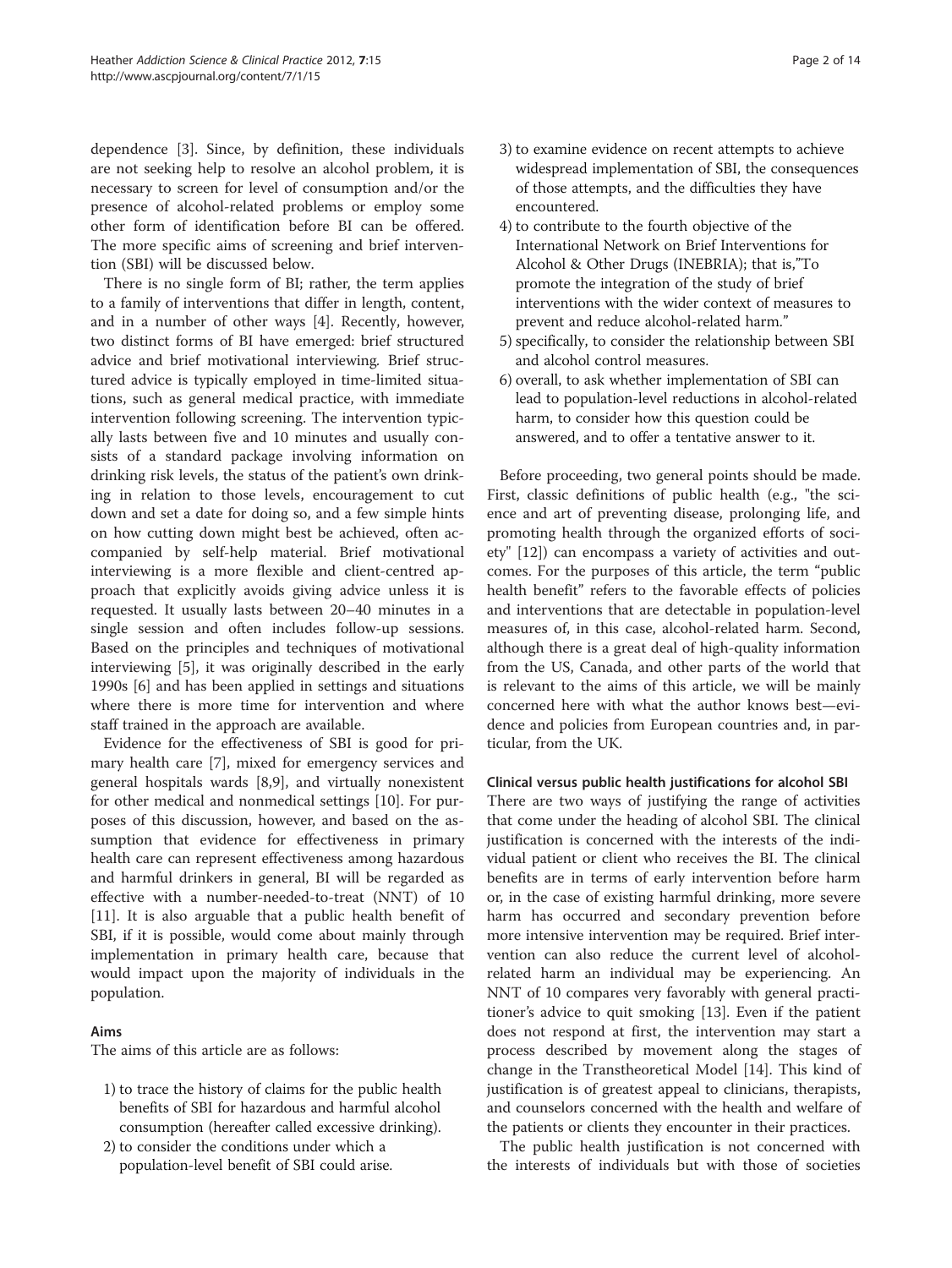dependence [3]. Since, by definition, these individuals are not seeking help to resolve an alcohol problem, it is necessary to screen for level of consumption and/or the presence of alcohol-related problems or employ some other form of identification before BI can be offered. The more specific aims of screening and brief intervention (SBI) will be discussed below.

There is no single form of BI; rather, the term applies to a family of interventions that differ in length, content, and in a number of other ways [4]. Recently, however, two distinct forms of BI have emerged: brief structured advice and brief motivational interviewing. Brief structured advice is typically employed in time-limited situations, such as general medical practice, with immediate intervention following screening. The intervention typically lasts between five and 10 minutes and usually consists of a standard package involving information on drinking risk levels, the status of the patient's own drinking in relation to those levels, encouragement to cut down and set a date for doing so, and a few simple hints on how cutting down might best be achieved, often accompanied by self-help material. Brief motivational interviewing is a more flexible and client-centred approach that explicitly avoids giving advice unless it is requested. It usually lasts between 20–40 minutes in a single session and often includes follow-up sessions. Based on the principles and techniques of motivational interviewing [5], it was originally described in the early 1990s [6] and has been applied in settings and situations where there is more time for intervention and where staff trained in the approach are available.

Evidence for the effectiveness of SBI is good for primary health care [7], mixed for emergency services and general hospitals wards [8,9], and virtually nonexistent for other medical and nonmedical settings [10]. For purposes of this discussion, however, and based on the assumption that evidence for effectiveness in primary health care can represent effectiveness among hazardous and harmful drinkers in general, BI will be regarded as effective with a number-needed-to-treat (NNT) of 10 [11]. It is also arguable that a public health benefit of SBI, if it is possible, would come about mainly through implementation in primary health care, because that would impact upon the majority of individuals in the population.

## Aims

The aims of this article are as follows:

1) to trace the history of claims for the public health benefits of SBI for hazardous and harmful alcohol consumption (hereafter called excessive drinking).
2) to consider the conditions under which a population-level benefit of SBI could arise.
3) to examine evidence on recent attempts to achieve widespread implementation of SBI, the consequences of those attempts, and the difficulties they have encountered.
4) to contribute to the fourth objective of the International Network on Brief Interventions for Alcohol & Other Drugs (INEBRIA); that is,"To promote the integration of the study of brief interventions with the wider context of measures to prevent and reduce alcohol-related harm."
5) specifically, to consider the relationship between SBI and alcohol control measures.
6) overall, to ask whether implementation of SBI can lead to population-level reductions in alcohol-related harm, to consider how this question could be answered, and to offer a tentative answer to it.

Before proceeding, two general points should be made. First, classic definitions of public health (e.g., "the science and art of preventing disease, prolonging life, and promoting health through the organized efforts of society" [12]) can encompass a variety of activities and outcomes. For the purposes of this article, the term "public health benefit" refers to the favorable effects of policies and interventions that are detectable in population-level measures of, in this case, alcohol-related harm. Second, although there is a great deal of high-quality information from the US, Canada, and other parts of the world that is relevant to the aims of this article, we will be mainly concerned here with what the author knows best—evidence and policies from European countries and, in particular, from the UK.

## Clinical versus public health justifications for alcohol SBI

There are two ways of justifying the range of activities that come under the heading of alcohol SBI. The clinical justification is concerned with the interests of the individual patient or client who receives the BI. The clinical benefits are in terms of early intervention before harm or, in the case of existing harmful drinking, more severe harm has occurred and secondary prevention before more intensive intervention may be required. Brief intervention can also reduce the current level of alcohol-related harm an individual may be experiencing. An NNT of 10 compares very favorably with general practitioner's advice to quit smoking [13]. Even if the patient does not respond at first, the intervention may start a process described by movement along the stages of change in the Transtheoretical Model [14]. This kind of justification is of greatest appeal to clinicians, therapists, and counselors concerned with the health and welfare of the patients or clients they encounter in their practices.

The public health justification is not concerned with the interests of individuals but with those of societies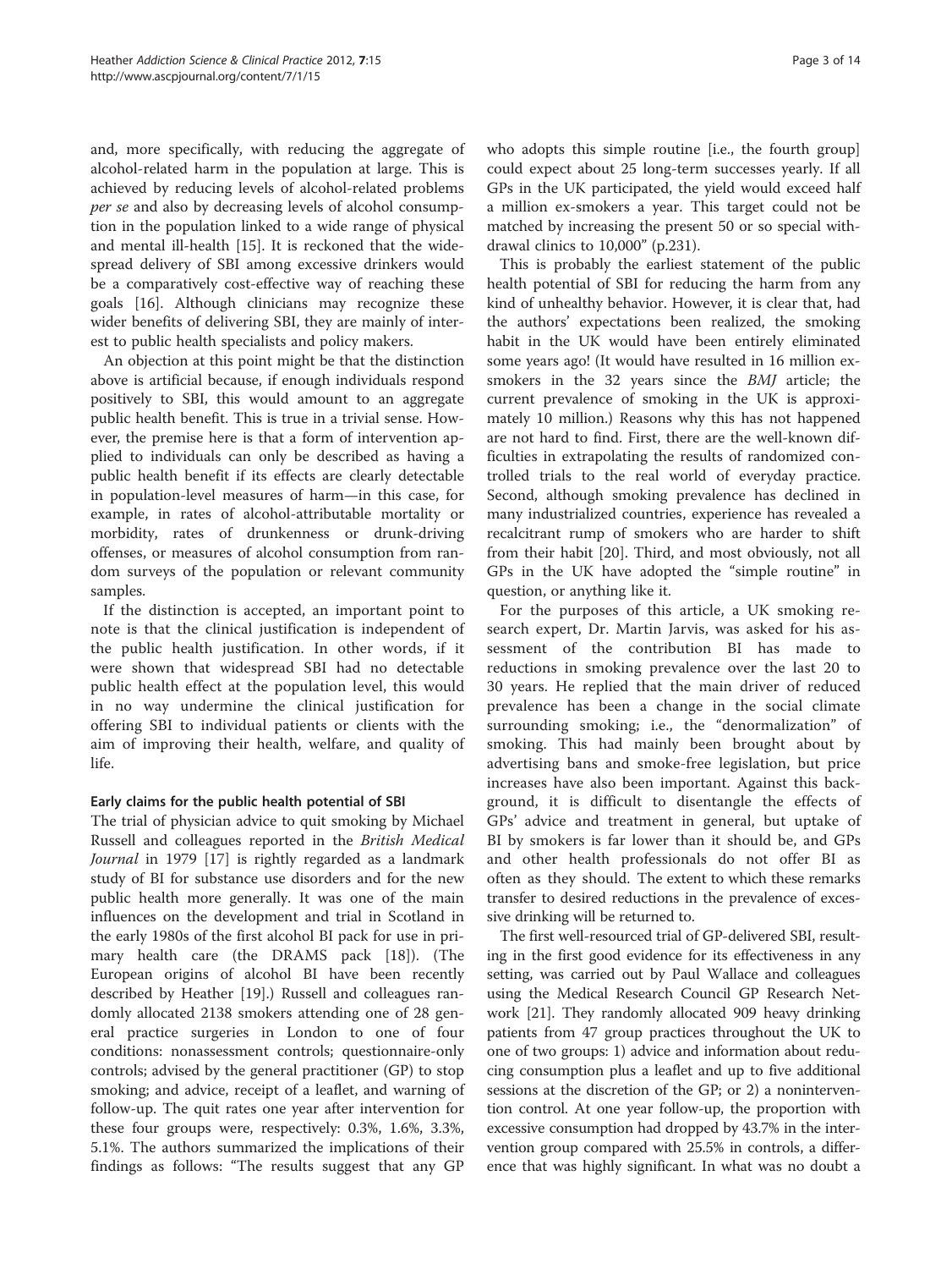and, more specifically, with reducing the aggregate of alcohol-related harm in the population at large. This is achieved by reducing levels of alcohol-related problems *per se* and also by decreasing levels of alcohol consumption in the population linked to a wide range of physical and mental ill-health [15]. It is reckoned that the widespread delivery of SBI among excessive drinkers would be a comparatively cost-effective way of reaching these goals [16]. Although clinicians may recognize these wider benefits of delivering SBI, they are mainly of interest to public health specialists and policy makers.

An objection at this point might be that the distinction above is artificial because, if enough individuals respond positively to SBI, this would amount to an aggregate public health benefit. This is true in a trivial sense. However, the premise here is that a form of intervention applied to individuals can only be described as having a public health benefit if its effects are clearly detectable in population-level measures of harm—in this case, for example, in rates of alcohol-attributable mortality or morbidity, rates of drunkenness or drunk-driving offenses, or measures of alcohol consumption from random surveys of the population or relevant community samples.

If the distinction is accepted, an important point to note is that the clinical justification is independent of the public health justification. In other words, if it were shown that widespread SBI had no detectable public health effect at the population level, this would in no way undermine the clinical justification for offering SBI to individual patients or clients with the aim of improving their health, welfare, and quality of life.

### Early claims for the public health potential of SBI

The trial of physician advice to quit smoking by Michael Russell and colleagues reported in the *British Medical Journal* in 1979 [17] is rightly regarded as a landmark study of BI for substance use disorders and for the new public health more generally. It was one of the main influences on the development and trial in Scotland in the early 1980s of the first alcohol BI pack for use in primary health care (the DRAMS pack [18]). (The European origins of alcohol BI have been recently described by Heather [19].) Russell and colleagues randomly allocated 2138 smokers attending one of 28 general practice surgeries in London to one of four conditions: nonassessment controls; questionnaire-only controls; advised by the general practitioner (GP) to stop smoking; and advice, receipt of a leaflet, and warning of follow-up. The quit rates one year after intervention for these four groups were, respectively: 0.3%, 1.6%, 3.3%, 5.1%. The authors summarized the implications of their findings as follows: "The results suggest that any GP who adopts this simple routine [i.e., the fourth group] could expect about 25 long-term successes yearly. If all GPs in the UK participated, the yield would exceed half a million ex-smokers a year. This target could not be matched by increasing the present 50 or so special withdrawal clinics to 10,000" (p.231).

This is probably the earliest statement of the public health potential of SBI for reducing the harm from any kind of unhealthy behavior. However, it is clear that, had the authors' expectations been realized, the smoking habit in the UK would have been entirely eliminated some years ago! (It would have resulted in 16 million ex-smokers in the 32 years since the *BMJ* article; the current prevalence of smoking in the UK is approximately 10 million.) Reasons why this has not happened are not hard to find. First, there are the well-known difficulties in extrapolating the results of randomized controlled trials to the real world of everyday practice. Second, although smoking prevalence has declined in many industrialized countries, experience has revealed a recalcitrant rump of smokers who are harder to shift from their habit [20]. Third, and most obviously, not all GPs in the UK have adopted the "simple routine" in question, or anything like it.

For the purposes of this article, a UK smoking research expert, Dr. Martin Jarvis, was asked for his assessment of the contribution BI has made to reductions in smoking prevalence over the last 20 to 30 years. He replied that the main driver of reduced prevalence has been a change in the social climate surrounding smoking; i.e., the "denormalization" of smoking. This had mainly been brought about by advertising bans and smoke-free legislation, but price increases have also been important. Against this background, it is difficult to disentangle the effects of GPs' advice and treatment in general, but uptake of BI by smokers is far lower than it should be, and GPs and other health professionals do not offer BI as often as they should. The extent to which these remarks transfer to desired reductions in the prevalence of excessive drinking will be returned to.

The first well-resourced trial of GP-delivered SBI, resulting in the first good evidence for its effectiveness in any setting, was carried out by Paul Wallace and colleagues using the Medical Research Council GP Research Network [21]. They randomly allocated 909 heavy drinking patients from 47 group practices throughout the UK to one of two groups: 1) advice and information about reducing consumption plus a leaflet and up to five additional sessions at the discretion of the GP; or 2) a nonintervention control. At one year follow-up, the proportion with excessive consumption had dropped by 43.7% in the intervention group compared with 25.5% in controls, a difference that was highly significant. In what was no doubt a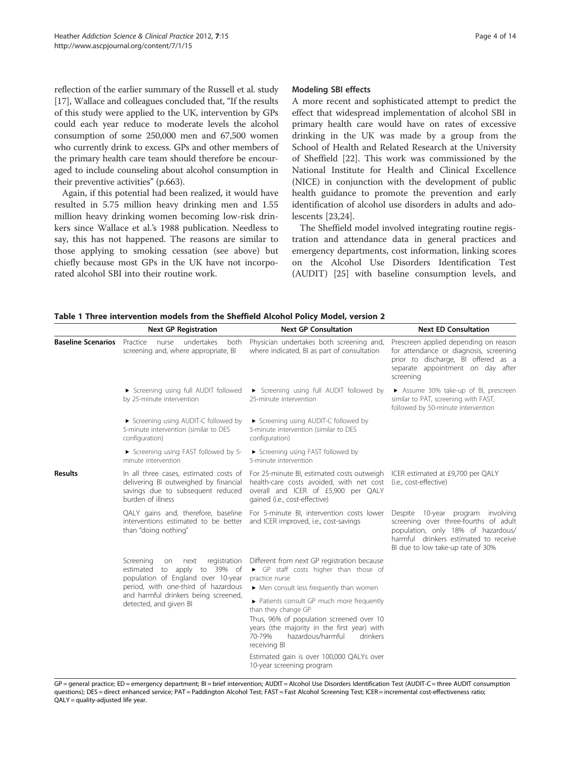reflection of the earlier summary of the Russell et al. study [17], Wallace and colleagues concluded that, "If the results of this study were applied to the UK, intervention by GPs could each year reduce to moderate levels the alcohol consumption of some 250,000 men and 67,500 women who currently drink to excess. GPs and other members of the primary health care team should therefore be encouraged to include counseling about alcohol consumption in their preventive activities" (p.663).

Again, if this potential had been realized, it would have resulted in 5.75 million heavy drinking men and 1.55 million heavy drinking women becoming low-risk drinkers since Wallace et al.'s 1988 publication. Needless to say, this has not happened. The reasons are similar to those applying to smoking cessation (see above) but chiefly because most GPs in the UK have not incorporated alcohol SBI into their routine work.

### Modeling SBI effects

A more recent and sophisticated attempt to predict the effect that widespread implementation of alcohol SBI in primary health care would have on rates of excessive drinking in the UK was made by a group from the School of Health and Related Research at the University of Sheffield [22]. This work was commissioned by the National Institute for Health and Clinical Excellence (NICE) in conjunction with the development of public health guidance to promote the prevention and early identification of alcohol use disorders in adults and adolescents [23,24].

The Sheffield model involved integrating routine registration and attendance data in general practices and emergency departments, cost information, linking scores on the Alcohol Use Disorders Identification Test (AUDIT) [25] with baseline consumption levels, and

**Table 1 Three intervention models from the Sheffield Alcohol Policy Model, version 2**

| | Next GP Registration | Next GP Consultation | Next ED Consultation |
|---|---|---|---|
| **Baseline Scenarios** | Practice nurse undertakes both screening and, where appropriate, BI | Physician undertakes both screening and, where indicated, BI as part of consultation | Prescreen applied depending on reason for attendance or diagnosis, screening prior to discharge, BI offered as a separate appointment on day after screening |
| | ► Screening using full AUDIT followed by 25-minute intervention | ► Screening using full AUDIT followed by 25-minute intervention | ► Assume 30% take-up of BI, prescreen similar to PAT, screening with FAST, followed by 50-minute intervention |
| | ► Screening using AUDIT-C followed by 5-minute intervention (similar to DES configuration) | ► Screening using AUDIT-C followed by 5-minute intervention (similar to DES configuration) | |
| | ► Screening using FAST followed by 5-minute intervention | ► Screening using FAST followed by 5-minute intervention | |
| **Results** | In all three cases, estimated costs of delivering BI outweighed by financial savings due to subsequent reduced burden of illness | For 25-minute BI, estimated costs outweigh health-care costs avoided, with net cost overall and ICER of £5,900 per QALY gained (i.e., cost-effective) | ICER estimated at £9,700 per QALY (i.e., cost-effective) |
| | QALY gains and, therefore, baseline interventions estimated to be better than "doing nothing" | For 5-minute BI, intervention costs lower and ICER improved, i.e., cost-savings | Despite 10-year program involving screening over three-fourths of adult population, only 18% of hazardous/ harmful drinkers estimated to receive BI due to low take-up rate of 30% |
| | Screening on next registration estimated to apply to 39% of population of England over 10-year period, with one-third of hazardous and harmful drinkers being screened, detected, and given BI | Different from next GP registration because ► GP staff costs higher than those of practice nurse ► Men consult less frequently than women ► Patients consult GP much more frequently than they change GP Thus, 96% of population screened over 10 years (the majority in the first year) with 70-79% hazardous/harmful drinkers receiving BI Estimated gain is over 100,000 QALYs over 10-year screening program | |

GP = general practice; ED = emergency department; BI = brief intervention; AUDIT = Alcohol Use Disorders Identification Test (AUDIT-C = three AUDIT consumption questions); DES = direct enhanced service; PAT = Paddington Alcohol Test; FAST = Fast Alcohol Screening Test; ICER = incremental cost-effectiveness ratio; QALY = quality-adjusted life year.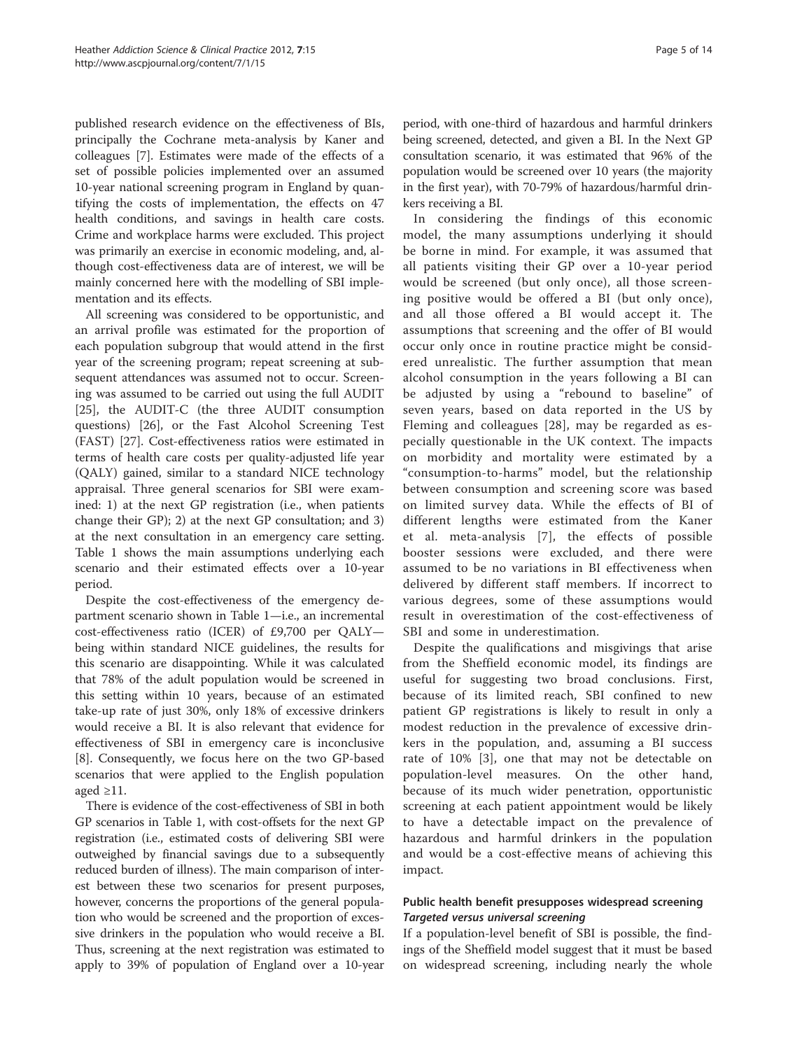published research evidence on the effectiveness of BIs, principally the Cochrane meta-analysis by Kaner and colleagues [7]. Estimates were made of the effects of a set of possible policies implemented over an assumed 10-year national screening program in England by quantifying the costs of implementation, the effects on 47 health conditions, and savings in health care costs. Crime and workplace harms were excluded. This project was primarily an exercise in economic modeling, and, although cost-effectiveness data are of interest, we will be mainly concerned here with the modelling of SBI implementation and its effects.

All screening was considered to be opportunistic, and an arrival profile was estimated for the proportion of each population subgroup that would attend in the first year of the screening program; repeat screening at subsequent attendances was assumed not to occur. Screening was assumed to be carried out using the full AUDIT [25], the AUDIT-C (the three AUDIT consumption questions) [26], or the Fast Alcohol Screening Test (FAST) [27]. Cost-effectiveness ratios were estimated in terms of health care costs per quality-adjusted life year (QALY) gained, similar to a standard NICE technology appraisal. Three general scenarios for SBI were examined: 1) at the next GP registration (i.e., when patients change their GP); 2) at the next GP consultation; and 3) at the next consultation in an emergency care setting. Table 1 shows the main assumptions underlying each scenario and their estimated effects over a 10-year period.

Despite the cost-effectiveness of the emergency department scenario shown in Table 1—i.e., an incremental cost-effectiveness ratio (ICER) of £9,700 per QALY—being within standard NICE guidelines, the results for this scenario are disappointing. While it was calculated that 78% of the adult population would be screened in this setting within 10 years, because of an estimated take-up rate of just 30%, only 18% of excessive drinkers would receive a BI. It is also relevant that evidence for effectiveness of SBI in emergency care is inconclusive [8]. Consequently, we focus here on the two GP-based scenarios that were applied to the English population aged ≥11.

There is evidence of the cost-effectiveness of SBI in both GP scenarios in Table 1, with cost-offsets for the next GP registration (i.e., estimated costs of delivering SBI were outweighed by financial savings due to a subsequently reduced burden of illness). The main comparison of interest between these two scenarios for present purposes, however, concerns the proportions of the general population who would be screened and the proportion of excessive drinkers in the population who would receive a BI. Thus, screening at the next registration was estimated to apply to 39% of population of England over a 10-year period, with one-third of hazardous and harmful drinkers being screened, detected, and given a BI. In the Next GP consultation scenario, it was estimated that 96% of the population would be screened over 10 years (the majority in the first year), with 70-79% of hazardous/harmful drinkers receiving a BI.

In considering the findings of this economic model, the many assumptions underlying it should be borne in mind. For example, it was assumed that all patients visiting their GP over a 10-year period would be screened (but only once), all those screening positive would be offered a BI (but only once), and all those offered a BI would accept it. The assumptions that screening and the offer of BI would occur only once in routine practice might be considered unrealistic. The further assumption that mean alcohol consumption in the years following a BI can be adjusted by using a "rebound to baseline" of seven years, based on data reported in the US by Fleming and colleagues [28], may be regarded as especially questionable in the UK context. The impacts on morbidity and mortality were estimated by a "consumption-to-harms" model, but the relationship between consumption and screening score was based on limited survey data. While the effects of BI of different lengths were estimated from the Kaner et al. meta-analysis [7], the effects of possible booster sessions were excluded, and there were assumed to be no variations in BI effectiveness when delivered by different staff members. If incorrect to various degrees, some of these assumptions would result in overestimation of the cost-effectiveness of SBI and some in underestimation.

Despite the qualifications and misgivings that arise from the Sheffield economic model, its findings are useful for suggesting two broad conclusions. First, because of its limited reach, SBI confined to new patient GP registrations is likely to result in only a modest reduction in the prevalence of excessive drinkers in the population, and, assuming a BI success rate of 10% [3], one that may not be detectable on population-level measures. On the other hand, because of its much wider penetration, opportunistic screening at each patient appointment would be likely to have a detectable impact on the prevalence of hazardous and harmful drinkers in the population and would be a cost-effective means of achieving this impact.

## Public health benefit presupposes widespread screening

### *Targeted versus universal screening*

If a population-level benefit of SBI is possible, the findings of the Sheffield model suggest that it must be based on widespread screening, including nearly the whole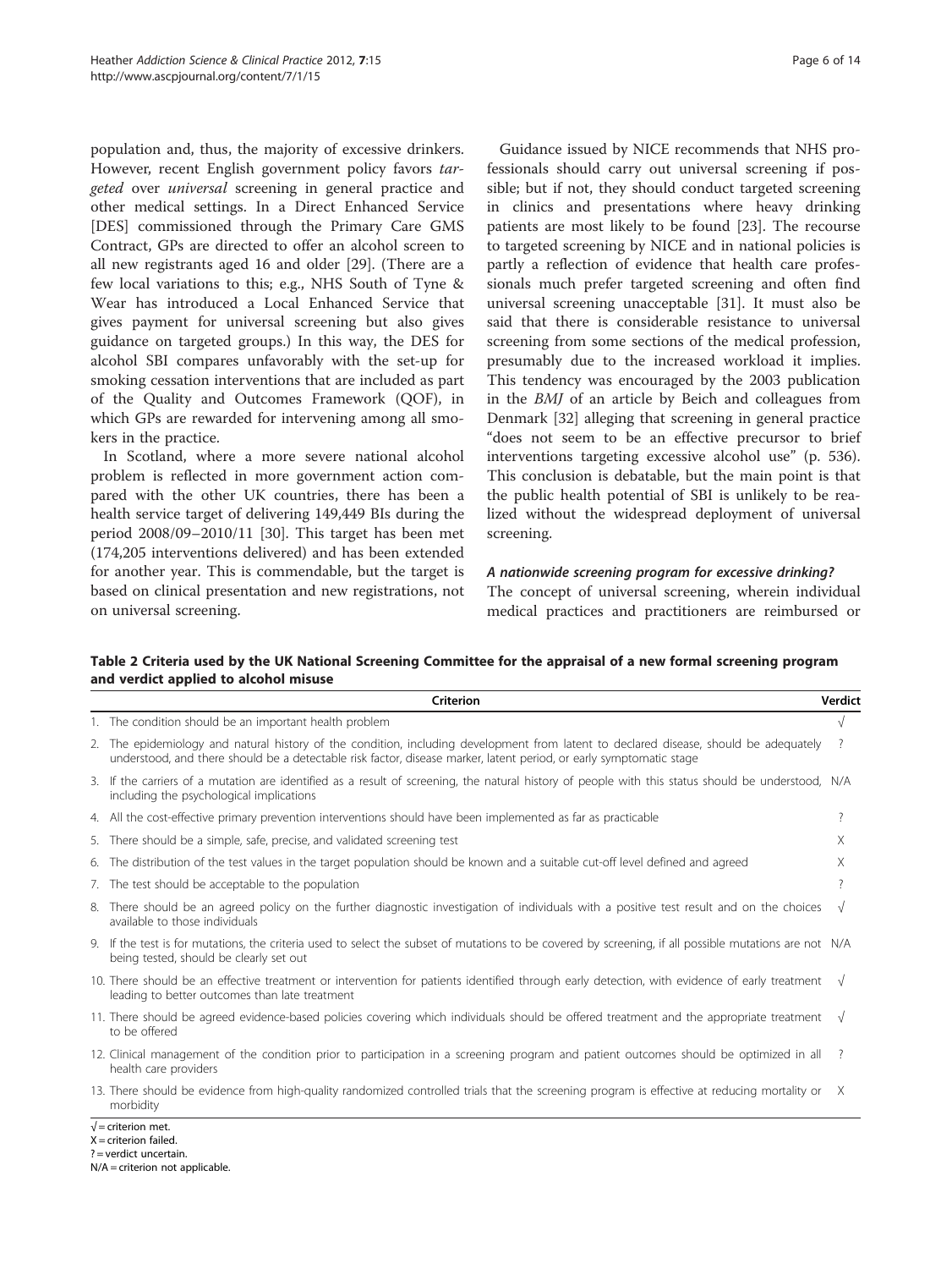population and, thus, the majority of excessive drinkers. However, recent English government policy favors *targeted* over *universal* screening in general practice and other medical settings. In a Direct Enhanced Service [DES] commissioned through the Primary Care GMS Contract, GPs are directed to offer an alcohol screen to all new registrants aged 16 and older [29]. (There are a few local variations to this; e.g., NHS South of Tyne & Wear has introduced a Local Enhanced Service that gives payment for universal screening but also gives guidance on targeted groups.) In this way, the DES for alcohol SBI compares unfavorably with the set-up for smoking cessation interventions that are included as part of the Quality and Outcomes Framework (QOF), in which GPs are rewarded for intervening among all smokers in the practice.

In Scotland, where a more severe national alcohol problem is reflected in more government action compared with the other UK countries, there has been a health service target of delivering 149,449 BIs during the period 2008/09–2010/11 [30]. This target has been met (174,205 interventions delivered) and has been extended for another year. This is commendable, but the target is based on clinical presentation and new registrations, not on universal screening.

Guidance issued by NICE recommends that NHS professionals should carry out universal screening if possible; but if not, they should conduct targeted screening in clinics and presentations where heavy drinking patients are most likely to be found [23]. The recourse to targeted screening by NICE and in national policies is partly a reflection of evidence that health care professionals much prefer targeted screening and often find universal screening unacceptable [31]. It must also be said that there is considerable resistance to universal screening from some sections of the medical profession, presumably due to the increased workload it implies. This tendency was encouraged by the 2003 publication in the *BMJ* of an article by Beich and colleagues from Denmark [32] alleging that screening in general practice "does not seem to be an effective precursor to brief interventions targeting excessive alcohol use" (p. 536). This conclusion is debatable, but the main point is that the public health potential of SBI is unlikely to be realized without the widespread deployment of universal screening.

### *A nationwide screening program for excessive drinking?*

The concept of universal screening, wherein individual medical practices and practitioners are reimbursed or

**Table 2 Criteria used by the UK National Screening Committee for the appraisal of a new formal screening program and verdict applied to alcohol misuse**

| Criterion | Verdict |
|---|---|
| 1. The condition should be an important health problem | √ |
| 2. The epidemiology and natural history of the condition, including development from latent to declared disease, should be adequately understood, and there should be a detectable risk factor, disease marker, latent period, or early symptomatic stage | ? |
| 3. If the carriers of a mutation are identified as a result of screening, the natural history of people with this status should be understood, including the psychological implications | N/A |
| 4. All the cost-effective primary prevention interventions should have been implemented as far as practicable | ? |
| 5. There should be a simple, safe, precise, and validated screening test | X |
| 6. The distribution of the test values in the target population should be known and a suitable cut-off level defined and agreed | X |
| 7. The test should be acceptable to the population | ? |
| 8. There should be an agreed policy on the further diagnostic investigation of individuals with a positive test result and on the choices available to those individuals | √ |
| 9. If the test is for mutations, the criteria used to select the subset of mutations to be covered by screening, if all possible mutations are not being tested, should be clearly set out | N/A |
| 10. There should be an effective treatment or intervention for patients identified through early detection, with evidence of early treatment leading to better outcomes than late treatment | √ |
| 11. There should be agreed evidence-based policies covering which individuals should be offered treatment and the appropriate treatment to be offered | √ |
| 12. Clinical management of the condition prior to participation in a screening program and patient outcomes should be optimized in all health care providers | ? |
| 13. There should be evidence from high-quality randomized controlled trials that the screening program is effective at reducing mortality or morbidity | X |

√ = criterion met.
X = criterion failed.
? = verdict uncertain.
N/A = criterion not applicable.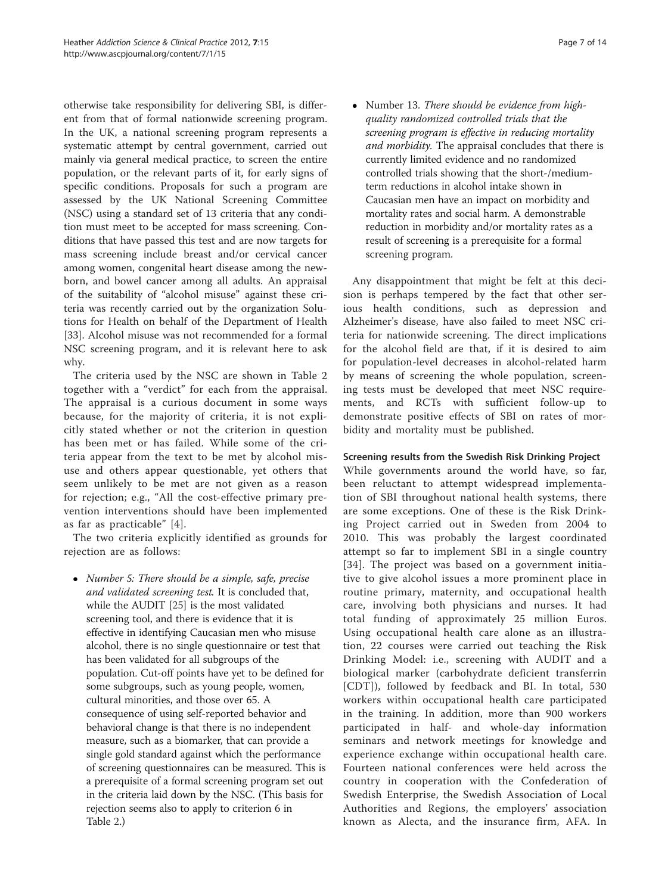otherwise take responsibility for delivering SBI, is different from that of formal nationwide screening program. In the UK, a national screening program represents a systematic attempt by central government, carried out mainly via general medical practice, to screen the entire population, or the relevant parts of it, for early signs of specific conditions. Proposals for such a program are assessed by the UK National Screening Committee (NSC) using a standard set of 13 criteria that any condition must meet to be accepted for mass screening. Conditions that have passed this test and are now targets for mass screening include breast and/or cervical cancer among women, congenital heart disease among the newborn, and bowel cancer among all adults. An appraisal of the suitability of "alcohol misuse" against these criteria was recently carried out by the organization Solutions for Health on behalf of the Department of Health [33]. Alcohol misuse was not recommended for a formal NSC screening program, and it is relevant here to ask why.

The criteria used by the NSC are shown in Table 2 together with a "verdict" for each from the appraisal. The appraisal is a curious document in some ways because, for the majority of criteria, it is not explicitly stated whether or not the criterion in question has been met or has failed. While some of the criteria appear from the text to be met by alcohol misuse and others appear questionable, yet others that seem unlikely to be met are not given as a reason for rejection; e.g., "All the cost-effective primary prevention interventions should have been implemented as far as practicable" [4].

The two criteria explicitly identified as grounds for rejection are as follows:

- *Number 5: There should be a simple, safe, precise and validated screening test.* It is concluded that, while the AUDIT [25] is the most validated screening tool, and there is evidence that it is effective in identifying Caucasian men who misuse alcohol, there is no single questionnaire or test that has been validated for all subgroups of the population. Cut-off points have yet to be defined for some subgroups, such as young people, women, cultural minorities, and those over 65. A consequence of using self-reported behavior and behavioral change is that there is no independent measure, such as a biomarker, that can provide a single gold standard against which the performance of screening questionnaires can be measured. This is a prerequisite of a formal screening program set out in the criteria laid down by the NSC. (This basis for rejection seems also to apply to criterion 6 in Table 2.)
- Number 13. *There should be evidence from high-quality randomized controlled trials that the screening program is effective in reducing mortality and morbidity.* The appraisal concludes that there is currently limited evidence and no randomized controlled trials showing that the short-/medium-term reductions in alcohol intake shown in Caucasian men have an impact on morbidity and mortality rates and social harm. A demonstrable reduction in morbidity and/or mortality rates as a result of screening is a prerequisite for a formal screening program.

Any disappointment that might be felt at this decision is perhaps tempered by the fact that other serious health conditions, such as depression and Alzheimer's disease, have also failed to meet NSC criteria for nationwide screening. The direct implications for the alcohol field are that, if it is desired to aim for population-level decreases in alcohol-related harm by means of screening the whole population, screening tests must be developed that meet NSC requirements, and RCTs with sufficient follow-up to demonstrate positive effects of SBI on rates of morbidity and mortality must be published.

#### Screening results from the Swedish Risk Drinking Project

While governments around the world have, so far, been reluctant to attempt widespread implementation of SBI throughout national health systems, there are some exceptions. One of these is the Risk Drinking Project carried out in Sweden from 2004 to 2010. This was probably the largest coordinated attempt so far to implement SBI in a single country [34]. The project was based on a government initiative to give alcohol issues a more prominent place in routine primary, maternity, and occupational health care, involving both physicians and nurses. It had total funding of approximately 25 million Euros. Using occupational health care alone as an illustration, 22 courses were carried out teaching the Risk Drinking Model: i.e., screening with AUDIT and a biological marker (carbohydrate deficient transferrin [CDT]), followed by feedback and BI. In total, 530 workers within occupational health care participated in the training. In addition, more than 900 workers participated in half- and whole-day information seminars and network meetings for knowledge and experience exchange within occupational health care. Fourteen national conferences were held across the country in cooperation with the Confederation of Swedish Enterprise, the Swedish Association of Local Authorities and Regions, the employers' association known as Alecta, and the insurance firm, AFA. In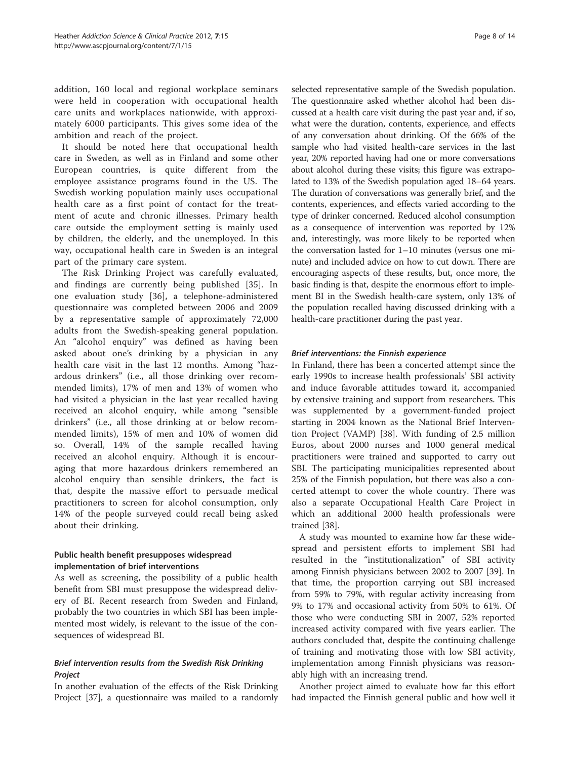addition, 160 local and regional workplace seminars were held in cooperation with occupational health care units and workplaces nationwide, with approximately 6000 participants. This gives some idea of the ambition and reach of the project.

It should be noted here that occupational health care in Sweden, as well as in Finland and some other European countries, is quite different from the employee assistance programs found in the US. The Swedish working population mainly uses occupational health care as a first point of contact for the treatment of acute and chronic illnesses. Primary health care outside the employment setting is mainly used by children, the elderly, and the unemployed. In this way, occupational health care in Sweden is an integral part of the primary care system.

The Risk Drinking Project was carefully evaluated, and findings are currently being published [35]. In one evaluation study [36], a telephone-administered questionnaire was completed between 2006 and 2009 by a representative sample of approximately 72,000 adults from the Swedish-speaking general population. An "alcohol enquiry" was defined as having been asked about one's drinking by a physician in any health care visit in the last 12 months. Among "hazardous drinkers" (i.e., all those drinking over recommended limits), 17% of men and 13% of women who had visited a physician in the last year recalled having received an alcohol enquiry, while among "sensible drinkers" (i.e., all those drinking at or below recommended limits), 15% of men and 10% of women did so. Overall, 14% of the sample recalled having received an alcohol enquiry. Although it is encouraging that more hazardous drinkers remembered an alcohol enquiry than sensible drinkers, the fact is that, despite the massive effort to persuade medical practitioners to screen for alcohol consumption, only 14% of the people surveyed could recall being asked about their drinking.

## Public health benefit presupposes widespread implementation of brief interventions

As well as screening, the possibility of a public health benefit from SBI must presuppose the widespread delivery of BI. Recent research from Sweden and Finland, probably the two countries in which SBI has been implemented most widely, is relevant to the issue of the consequences of widespread BI.

### *Brief intervention results from the Swedish Risk Drinking Project*

In another evaluation of the effects of the Risk Drinking Project [37], a questionnaire was mailed to a randomly selected representative sample of the Swedish population. The questionnaire asked whether alcohol had been discussed at a health care visit during the past year and, if so, what were the duration, contents, experience, and effects of any conversation about drinking. Of the 66% of the sample who had visited health-care services in the last year, 20% reported having had one or more conversations about alcohol during these visits; this figure was extrapolated to 13% of the Swedish population aged 18–64 years. The duration of conversations was generally brief, and the contents, experiences, and effects varied according to the type of drinker concerned. Reduced alcohol consumption as a consequence of intervention was reported by 12% and, interestingly, was more likely to be reported when the conversation lasted for 1–10 minutes (versus one minute) and included advice on how to cut down. There are encouraging aspects of these results, but, once more, the basic finding is that, despite the enormous effort to implement BI in the Swedish health-care system, only 13% of the population recalled having discussed drinking with a health-care practitioner during the past year.

### *Brief interventions: the Finnish experience*

In Finland, there has been a concerted attempt since the early 1990s to increase health professionals' SBI activity and induce favorable attitudes toward it, accompanied by extensive training and support from researchers. This was supplemented by a government-funded project starting in 2004 known as the National Brief Intervention Project (VAMP) [38]. With funding of 2.5 million Euros, about 2000 nurses and 1000 general medical practitioners were trained and supported to carry out SBI. The participating municipalities represented about 25% of the Finnish population, but there was also a concerted attempt to cover the whole country. There was also a separate Occupational Health Care Project in which an additional 2000 health professionals were trained [38].

A study was mounted to examine how far these widespread and persistent efforts to implement SBI had resulted in the "institutionalization" of SBI activity among Finnish physicians between 2002 to 2007 [39]. In that time, the proportion carrying out SBI increased from 59% to 79%, with regular activity increasing from 9% to 17% and occasional activity from 50% to 61%. Of those who were conducting SBI in 2007, 52% reported increased activity compared with five years earlier. The authors concluded that, despite the continuing challenge of training and motivating those with low SBI activity, implementation among Finnish physicians was reasonably high with an increasing trend.

Another project aimed to evaluate how far this effort had impacted the Finnish general public and how well it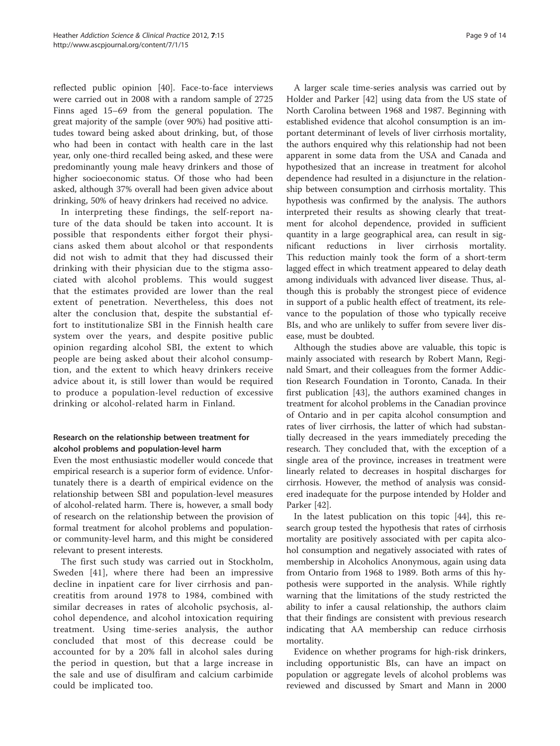reflected public opinion [40]. Face-to-face interviews were carried out in 2008 with a random sample of 2725 Finns aged 15–69 from the general population. The great majority of the sample (over 90%) had positive attitudes toward being asked about drinking, but, of those who had been in contact with health care in the last year, only one-third recalled being asked, and these were predominantly young male heavy drinkers and those of higher socioeconomic status. Of those who had been asked, although 37% overall had been given advice about drinking, 50% of heavy drinkers had received no advice.

In interpreting these findings, the self-report nature of the data should be taken into account. It is possible that respondents either forgot their physicians asked them about alcohol or that respondents did not wish to admit that they had discussed their drinking with their physician due to the stigma associated with alcohol problems. This would suggest that the estimates provided are lower than the real extent of penetration. Nevertheless, this does not alter the conclusion that, despite the substantial effort to institutionalize SBI in the Finnish health care system over the years, and despite positive public opinion regarding alcohol SBI, the extent to which people are being asked about their alcohol consumption, and the extent to which heavy drinkers receive advice about it, is still lower than would be required to produce a population-level reduction of excessive drinking or alcohol-related harm in Finland.

### Research on the relationship between treatment for alcohol problems and population-level harm

Even the most enthusiastic modeller would concede that empirical research is a superior form of evidence. Unfortunately there is a dearth of empirical evidence on the relationship between SBI and population-level measures of alcohol-related harm. There is, however, a small body of research on the relationship between the provision of formal treatment for alcohol problems and population- or community-level harm, and this might be considered relevant to present interests.

The first such study was carried out in Stockholm, Sweden [41], where there had been an impressive decline in inpatient care for liver cirrhosis and pancreatitis from around 1978 to 1984, combined with similar decreases in rates of alcoholic psychosis, alcohol dependence, and alcohol intoxication requiring treatment. Using time-series analysis, the author concluded that most of this decrease could be accounted for by a 20% fall in alcohol sales during the period in question, but that a large increase in the sale and use of disulfiram and calcium carbimide could be implicated too.

A larger scale time-series analysis was carried out by Holder and Parker [42] using data from the US state of North Carolina between 1968 and 1987. Beginning with established evidence that alcohol consumption is an important determinant of levels of liver cirrhosis mortality, the authors enquired why this relationship had not been apparent in some data from the USA and Canada and hypothesized that an increase in treatment for alcohol dependence had resulted in a disjuncture in the relationship between consumption and cirrhosis mortality. This hypothesis was confirmed by the analysis. The authors interpreted their results as showing clearly that treatment for alcohol dependence, provided in sufficient quantity in a large geographical area, can result in significant reductions in liver cirrhosis mortality. This reduction mainly took the form of a short-term lagged effect in which treatment appeared to delay death among individuals with advanced liver disease. Thus, although this is probably the strongest piece of evidence in support of a public health effect of treatment, its relevance to the population of those who typically receive BIs, and who are unlikely to suffer from severe liver disease, must be doubted.

Although the studies above are valuable, this topic is mainly associated with research by Robert Mann, Reginald Smart, and their colleagues from the former Addiction Research Foundation in Toronto, Canada. In their first publication [43], the authors examined changes in treatment for alcohol problems in the Canadian province of Ontario and in per capita alcohol consumption and rates of liver cirrhosis, the latter of which had substantially decreased in the years immediately preceding the research. They concluded that, with the exception of a single area of the province, increases in treatment were linearly related to decreases in hospital discharges for cirrhosis. However, the method of analysis was considered inadequate for the purpose intended by Holder and Parker [42].

In the latest publication on this topic [44], this research group tested the hypothesis that rates of cirrhosis mortality are positively associated with per capita alcohol consumption and negatively associated with rates of membership in Alcoholics Anonymous, again using data from Ontario from 1968 to 1989. Both arms of this hypothesis were supported in the analysis. While rightly warning that the limitations of the study restricted the ability to infer a causal relationship, the authors claim that their findings are consistent with previous research indicating that AA membership can reduce cirrhosis mortality.

Evidence on whether programs for high-risk drinkers, including opportunistic BIs, can have an impact on population or aggregate levels of alcohol problems was reviewed and discussed by Smart and Mann in 2000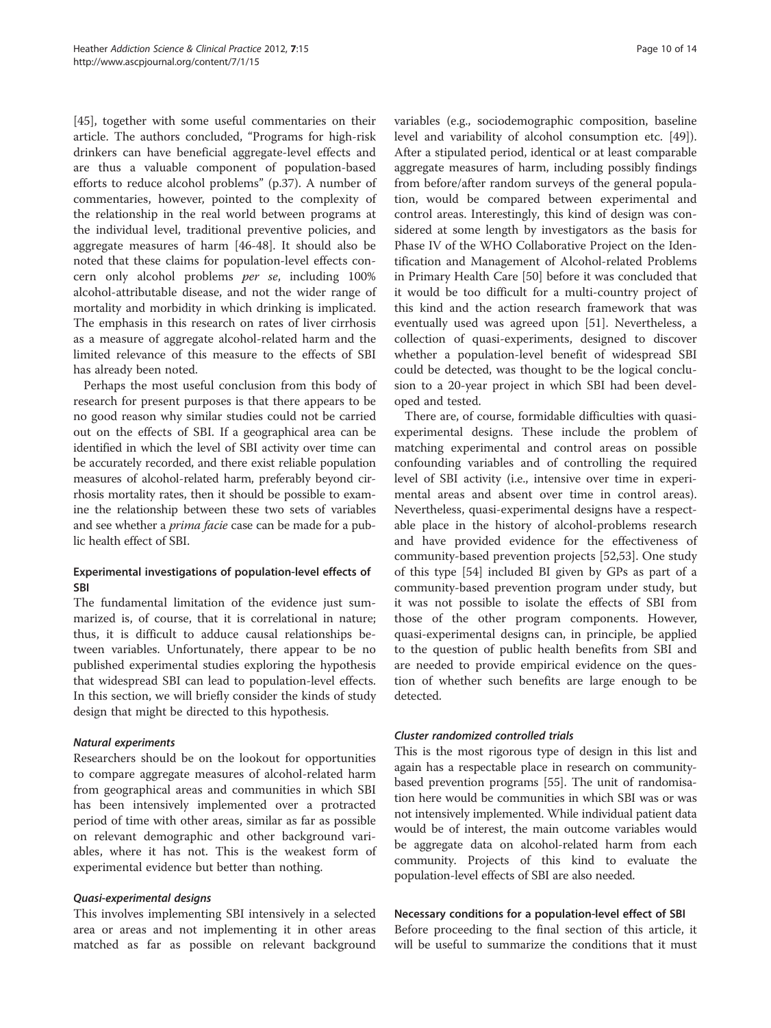[45], together with some useful commentaries on their article. The authors concluded, "Programs for high-risk drinkers can have beneficial aggregate-level effects and are thus a valuable component of population-based efforts to reduce alcohol problems" (p.37). A number of commentaries, however, pointed to the complexity of the relationship in the real world between programs at the individual level, traditional preventive policies, and aggregate measures of harm [46-48]. It should also be noted that these claims for population-level effects concern only alcohol problems *per se*, including 100% alcohol-attributable disease, and not the wider range of mortality and morbidity in which drinking is implicated. The emphasis in this research on rates of liver cirrhosis as a measure of aggregate alcohol-related harm and the limited relevance of this measure to the effects of SBI has already been noted.

Perhaps the most useful conclusion from this body of research for present purposes is that there appears to be no good reason why similar studies could not be carried out on the effects of SBI. If a geographical area can be identified in which the level of SBI activity over time can be accurately recorded, and there exist reliable population measures of alcohol-related harm, preferably beyond cirrhosis mortality rates, then it should be possible to examine the relationship between these two sets of variables and see whether a *prima facie* case can be made for a public health effect of SBI.

### Experimental investigations of population-level effects of SBI

The fundamental limitation of the evidence just summarized is, of course, that it is correlational in nature; thus, it is difficult to adduce causal relationships between variables. Unfortunately, there appear to be no published experimental studies exploring the hypothesis that widespread SBI can lead to population-level effects. In this section, we will briefly consider the kinds of study design that might be directed to this hypothesis.

#### *Natural experiments*

Researchers should be on the lookout for opportunities to compare aggregate measures of alcohol-related harm from geographical areas and communities in which SBI has been intensively implemented over a protracted period of time with other areas, similar as far as possible on relevant demographic and other background variables, where it has not. This is the weakest form of experimental evidence but better than nothing.

#### *Quasi-experimental designs*

This involves implementing SBI intensively in a selected area or areas and not implementing it in other areas matched as far as possible on relevant background variables (e.g., sociodemographic composition, baseline level and variability of alcohol consumption etc. [49]). After a stipulated period, identical or at least comparable aggregate measures of harm, including possibly findings from before/after random surveys of the general population, would be compared between experimental and control areas. Interestingly, this kind of design was considered at some length by investigators as the basis for Phase IV of the WHO Collaborative Project on the Identification and Management of Alcohol-related Problems in Primary Health Care [50] before it was concluded that it would be too difficult for a multi-country project of this kind and the action research framework that was eventually used was agreed upon [51]. Nevertheless, a collection of quasi-experiments, designed to discover whether a population-level benefit of widespread SBI could be detected, was thought to be the logical conclusion to a 20-year project in which SBI had been developed and tested.

There are, of course, formidable difficulties with quasi-experimental designs. These include the problem of matching experimental and control areas on possible confounding variables and of controlling the required level of SBI activity (i.e., intensive over time in experimental areas and absent over time in control areas). Nevertheless, quasi-experimental designs have a respectable place in the history of alcohol-problems research and have provided evidence for the effectiveness of community-based prevention projects [52,53]. One study of this type [54] included BI given by GPs as part of a community-based prevention program under study, but it was not possible to isolate the effects of SBI from those of the other program components. However, quasi-experimental designs can, in principle, be applied to the question of public health benefits from SBI and are needed to provide empirical evidence on the question of whether such benefits are large enough to be detected.

#### *Cluster randomized controlled trials*

This is the most rigorous type of design in this list and again has a respectable place in research on community-based prevention programs [55]. The unit of randomisation here would be communities in which SBI was or was not intensively implemented. While individual patient data would be of interest, the main outcome variables would be aggregate data on alcohol-related harm from each community. Projects of this kind to evaluate the population-level effects of SBI are also needed.

### Necessary conditions for a population-level effect of SBI

Before proceeding to the final section of this article, it will be useful to summarize the conditions that it must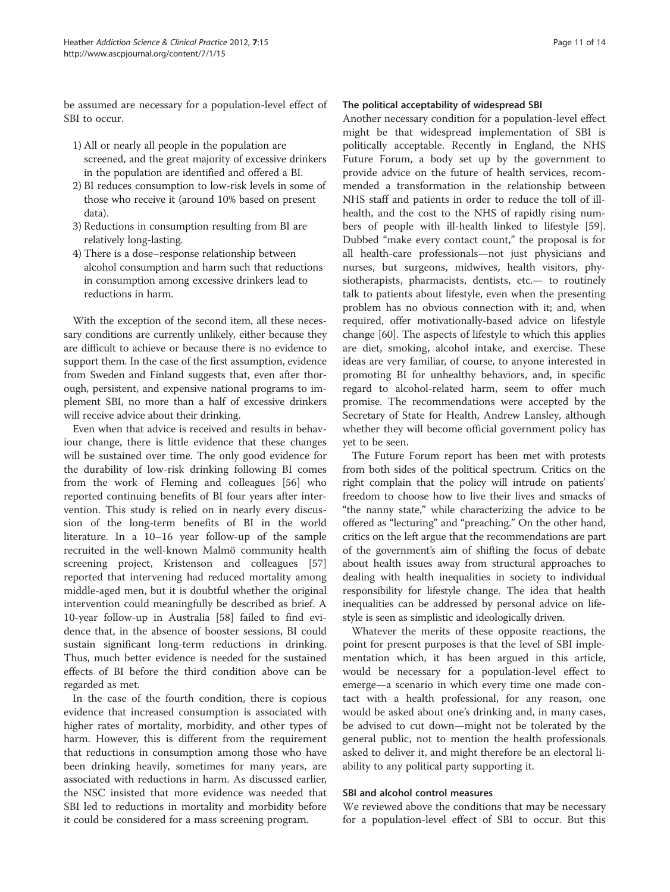be assumed are necessary for a population-level effect of SBI to occur.

1) All or nearly all people in the population are screened, and the great majority of excessive drinkers in the population are identified and offered a BI.
2) BI reduces consumption to low-risk levels in some of those who receive it (around 10% based on present data).
3) Reductions in consumption resulting from BI are relatively long-lasting.
4) There is a dose–response relationship between alcohol consumption and harm such that reductions in consumption among excessive drinkers lead to reductions in harm.

With the exception of the second item, all these necessary conditions are currently unlikely, either because they are difficult to achieve or because there is no evidence to support them. In the case of the first assumption, evidence from Sweden and Finland suggests that, even after thorough, persistent, and expensive national programs to implement SBI, no more than a half of excessive drinkers will receive advice about their drinking.

Even when that advice is received and results in behaviour change, there is little evidence that these changes will be sustained over time. The only good evidence for the durability of low-risk drinking following BI comes from the work of Fleming and colleagues [56] who reported continuing benefits of BI four years after intervention. This study is relied on in nearly every discussion of the long-term benefits of BI in the world literature. In a 10–16 year follow-up of the sample recruited in the well-known Malmö community health screening project, Kristenson and colleagues [57] reported that intervening had reduced mortality among middle-aged men, but it is doubtful whether the original intervention could meaningfully be described as brief. A 10-year follow-up in Australia [58] failed to find evidence that, in the absence of booster sessions, BI could sustain significant long-term reductions in drinking. Thus, much better evidence is needed for the sustained effects of BI before the third condition above can be regarded as met.

In the case of the fourth condition, there is copious evidence that increased consumption is associated with higher rates of mortality, morbidity, and other types of harm. However, this is different from the requirement that reductions in consumption among those who have been drinking heavily, sometimes for many years, are associated with reductions in harm. As discussed earlier, the NSC insisted that more evidence was needed that SBI led to reductions in mortality and morbidity before it could be considered for a mass screening program.

### The political acceptability of widespread SBI

Another necessary condition for a population-level effect might be that widespread implementation of SBI is politically acceptable. Recently in England, the NHS Future Forum, a body set up by the government to provide advice on the future of health services, recommended a transformation in the relationship between NHS staff and patients in order to reduce the toll of ill-health, and the cost to the NHS of rapidly rising numbers of people with ill-health linked to lifestyle [59]. Dubbed "make every contact count," the proposal is for all health-care professionals—not just physicians and nurses, but surgeons, midwives, health visitors, physiotherapists, pharmacists, dentists, etc.— to routinely talk to patients about lifestyle, even when the presenting problem has no obvious connection with it; and, when required, offer motivationally-based advice on lifestyle change [60]. The aspects of lifestyle to which this applies are diet, smoking, alcohol intake, and exercise. These ideas are very familiar, of course, to anyone interested in promoting BI for unhealthy behaviors, and, in specific regard to alcohol-related harm, seem to offer much promise. The recommendations were accepted by the Secretary of State for Health, Andrew Lansley, although whether they will become official government policy has yet to be seen.

The Future Forum report has been met with protests from both sides of the political spectrum. Critics on the right complain that the policy will intrude on patients' freedom to choose how to live their lives and smacks of "the nanny state," while characterizing the advice to be offered as "lecturing" and "preaching." On the other hand, critics on the left argue that the recommendations are part of the government's aim of shifting the focus of debate about health issues away from structural approaches to dealing with health inequalities in society to individual responsibility for lifestyle change. The idea that health inequalities can be addressed by personal advice on lifestyle is seen as simplistic and ideologically driven.

Whatever the merits of these opposite reactions, the point for present purposes is that the level of SBI implementation which, it has been argued in this article, would be necessary for a population-level effect to emerge—a scenario in which every time one made contact with a health professional, for any reason, one would be asked about one's drinking and, in many cases, be advised to cut down—might not be tolerated by the general public, not to mention the health professionals asked to deliver it, and might therefore be an electoral liability to any political party supporting it.

### SBI and alcohol control measures

We reviewed above the conditions that may be necessary for a population-level effect of SBI to occur. But this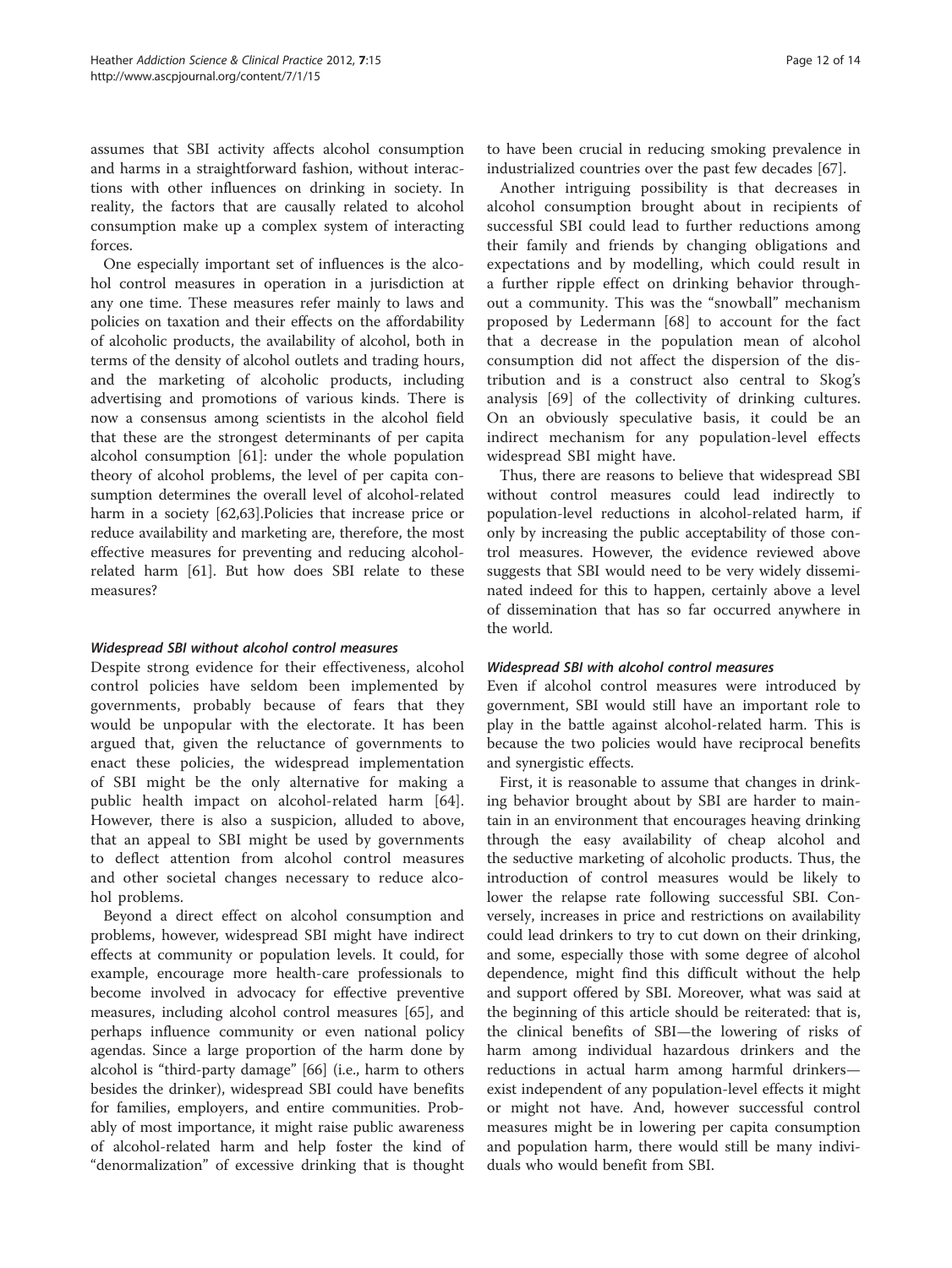assumes that SBI activity affects alcohol consumption and harms in a straightforward fashion, without interactions with other influences on drinking in society. In reality, the factors that are causally related to alcohol consumption make up a complex system of interacting forces.

One especially important set of influences is the alcohol control measures in operation in a jurisdiction at any one time. These measures refer mainly to laws and policies on taxation and their effects on the affordability of alcoholic products, the availability of alcohol, both in terms of the density of alcohol outlets and trading hours, and the marketing of alcoholic products, including advertising and promotions of various kinds. There is now a consensus among scientists in the alcohol field that these are the strongest determinants of per capita alcohol consumption [61]: under the whole population theory of alcohol problems, the level of per capita consumption determines the overall level of alcohol-related harm in a society [62,63].Policies that increase price or reduce availability and marketing are, therefore, the most effective measures for preventing and reducing alcohol-related harm [61]. But how does SBI relate to these measures?

### *Widespread SBI without alcohol control measures*

Despite strong evidence for their effectiveness, alcohol control policies have seldom been implemented by governments, probably because of fears that they would be unpopular with the electorate. It has been argued that, given the reluctance of governments to enact these policies, the widespread implementation of SBI might be the only alternative for making a public health impact on alcohol-related harm [64]. However, there is also a suspicion, alluded to above, that an appeal to SBI might be used by governments to deflect attention from alcohol control measures and other societal changes necessary to reduce alcohol problems.

Beyond a direct effect on alcohol consumption and problems, however, widespread SBI might have indirect effects at community or population levels. It could, for example, encourage more health-care professionals to become involved in advocacy for effective preventive measures, including alcohol control measures [65], and perhaps influence community or even national policy agendas. Since a large proportion of the harm done by alcohol is "third-party damage" [66] (i.e., harm to others besides the drinker), widespread SBI could have benefits for families, employers, and entire communities. Probably of most importance, it might raise public awareness of alcohol-related harm and help foster the kind of "denormalization" of excessive drinking that is thought to have been crucial in reducing smoking prevalence in industrialized countries over the past few decades [67].

Another intriguing possibility is that decreases in alcohol consumption brought about in recipients of successful SBI could lead to further reductions among their family and friends by changing obligations and expectations and by modelling, which could result in a further ripple effect on drinking behavior throughout a community. This was the "snowball" mechanism proposed by Ledermann [68] to account for the fact that a decrease in the population mean of alcohol consumption did not affect the dispersion of the distribution and is a construct also central to Skog's analysis [69] of the collectivity of drinking cultures. On an obviously speculative basis, it could be an indirect mechanism for any population-level effects widespread SBI might have.

Thus, there are reasons to believe that widespread SBI without control measures could lead indirectly to population-level reductions in alcohol-related harm, if only by increasing the public acceptability of those control measures. However, the evidence reviewed above suggests that SBI would need to be very widely disseminated indeed for this to happen, certainly above a level of dissemination that has so far occurred anywhere in the world.

### *Widespread SBI with alcohol control measures*

Even if alcohol control measures were introduced by government, SBI would still have an important role to play in the battle against alcohol-related harm. This is because the two policies would have reciprocal benefits and synergistic effects.

First, it is reasonable to assume that changes in drinking behavior brought about by SBI are harder to maintain in an environment that encourages heaving drinking through the easy availability of cheap alcohol and the seductive marketing of alcoholic products. Thus, the introduction of control measures would be likely to lower the relapse rate following successful SBI. Conversely, increases in price and restrictions on availability could lead drinkers to try to cut down on their drinking, and some, especially those with some degree of alcohol dependence, might find this difficult without the help and support offered by SBI. Moreover, what was said at the beginning of this article should be reiterated: that is, the clinical benefits of SBI—the lowering of risks of harm among individual hazardous drinkers and the reductions in actual harm among harmful drinkers—exist independent of any population-level effects it might or might not have. And, however successful control measures might be in lowering per capita consumption and population harm, there would still be many individuals who would benefit from SBI.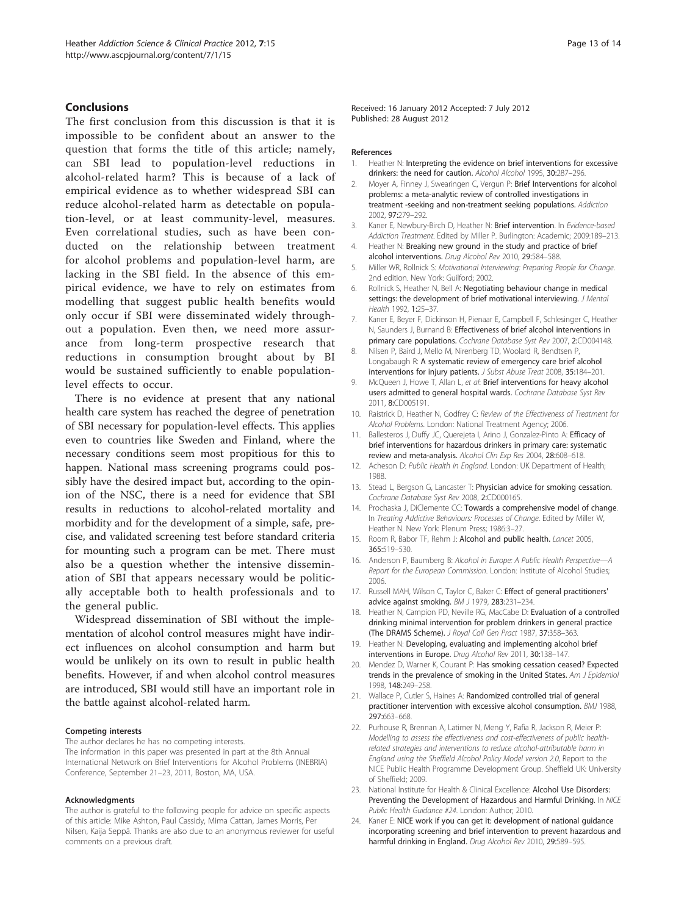## Conclusions

The first conclusion from this discussion is that it is impossible to be confident about an answer to the question that forms the title of this article; namely, can SBI lead to population-level reductions in alcohol-related harm? This is because of a lack of empirical evidence as to whether widespread SBI can reduce alcohol-related harm as detectable on population-level, or at least community-level, measures. Even correlational studies, such as have been conducted on the relationship between treatment for alcohol problems and population-level harm, are lacking in the SBI field. In the absence of this empirical evidence, we have to rely on estimates from modelling that suggest public health benefits would only occur if SBI were disseminated widely throughout a population. Even then, we need more assurance from long-term prospective research that reductions in consumption brought about by BI would be sustained sufficiently to enable population-level effects to occur.

There is no evidence at present that any national health care system has reached the degree of penetration of SBI necessary for population-level effects. This applies even to countries like Sweden and Finland, where the necessary conditions seem most propitious for this to happen. National mass screening programs could possibly have the desired impact but, according to the opinion of the NSC, there is a need for evidence that SBI results in reductions to alcohol-related mortality and morbidity and for the development of a simple, safe, precise, and validated screening test before standard criteria for mounting such a program can be met. There must also be a question whether the intensive dissemination of SBI that appears necessary would be politically acceptable both to health professionals and to the general public.

Widespread dissemination of SBI without the implementation of alcohol control measures might have indirect influences on alcohol consumption and harm but would be unlikely on its own to result in public health benefits. However, if and when alcohol control measures are introduced, SBI would still have an important role in the battle against alcohol-related harm.

#### Competing interests

The author declares he has no competing interests.
The information in this paper was presented in part at the 8th Annual International Network on Brief Interventions for Alcohol Problems (INEBRIA) Conference, September 21–23, 2011, Boston, MA, USA.

#### Acknowledgments

The author is grateful to the following people for advice on specific aspects of this article: Mike Ashton, Paul Cassidy, Mima Cattan, James Morris, Per Nilsen, Kaija Seppä. Thanks are also due to an anonymous reviewer for useful comments on a previous draft.

Received: 16 January 2012 Accepted: 7 July 2012
Published: 28 August 2012

#### References

1. Heather N: **Interpreting the evidence on brief interventions for excessive drinkers: the need for caution.** *Alcohol Alcohol* 1995, **30:**287–296.
2. Moyer A, Finney J, Swearingen C, Vergun P: **Brief Interventions for alcohol problems: a meta-analytic review of controlled investigations in treatment -seeking and non-treatment seeking populations.** *Addiction* 2002, **97:**279–292.
3. Kaner E, Newbury-Birch D, Heather N: **Brief intervention**. In *Evidence-based Addiction Treatment*. Edited by Miller P. Burlington: Academic; 2009:189–213.
4. Heather N: **Breaking new ground in the study and practice of brief alcohol interventions.** *Drug Alcohol Rev* 2010, **29:**584–588.
5. Miller WR, Rollnick S: *Motivational Interviewing: Preparing People for Change*. 2nd edition. New York: Guilford; 2002.
6. Rollnick S, Heather N, Bell A: **Negotiating behaviour change in medical settings: the development of brief motivational interviewing.** *J Mental Health* 1992, **1:**25–37.
7. Kaner E, Beyer F, Dickinson H, Pienaar E, Campbell F, Schlesinger C, Heather N, Saunders J, Burnand B: **Effectiveness of brief alcohol interventions in primary care populations.** *Cochrane Database Syst Rev* 2007, **2:**CD004148.
8. Nilsen P, Baird J, Mello M, Nirenberg TD, Woolard R, Bendtsen P, Longabaugh R: **A systematic review of emergency care brief alcohol interventions for injury patients.** *J Subst Abuse Treat* 2008, **35:**184–201.
9. McQueen J, Howe T, Allan L, *et al*: **Brief interventions for heavy alcohol users admitted to general hospital wards.** *Cochrane Database Syst Rev* 2011, **8:**CD005191.
10. Raistrick D, Heather N, Godfrey C: *Review of the Effectiveness of Treatment for Alcohol Problems*. London: National Treatment Agency; 2006.
11. Ballesteros J, Duffy JC, Querejeta I, Arino J, Gonzalez-Pinto A: **Efficacy of brief interventions for hazardous drinkers in primary care: systematic review and meta-analysis.** *Alcohol Clin Exp Res* 2004, **28:**608–618.
12. Acheson D: *Public Health in England*. London: UK Department of Health; 1988.
13. Stead L, Bergson G, Lancaster T: **Physician advice for smoking cessation.** *Cochrane Database Syst Rev* 2008, **2:**CD000165.
14. Prochaska J, DiClemente CC: **Towards a comprehensive model of change**. In *Treating Addictive Behaviours: Processes of Change*. Edited by Miller W, Heather N. New York: Plenum Press; 1986:3–27.
15. Room R, Babor TF, Rehm J: **Alcohol and public health.** *Lancet* 2005, **365:**519–530.
16. Anderson P, Baumberg B: *Alcohol in Europe: A Public Health Perspective—A Report for the European Commission*. London: Institute of Alcohol Studies; 2006.
17. Russell MAH, Wilson C, Taylor C, Baker C: **Effect of general practitioners' advice against smoking.** *BM J* 1979, **283:**231–234.
18. Heather N, Campion PD, Neville RG, MacCabe D: **Evaluation of a controlled drinking minimal intervention for problem drinkers in general practice (The DRAMS Scheme).** *J Royal Coll Gen Pract* 1987, **37:**358–363.
19. Heather N: **Developing, evaluating and implementing alcohol brief interventions in Europe.** *Drug Alcohol Rev* 2011, **30:**138–147.
20. Mendez D, Warner K, Courant P: **Has smoking cessation ceased? Expected trends in the prevalence of smoking in the United States.** *Am J Epidemiol* 1998, **148:**249–258.
21. Wallace P, Cutler S, Haines A: **Randomized controlled trial of general practitioner intervention with excessive alcohol consumption.** *BMJ* 1988, **297:**663–668.
22. Purhouse R, Brennan A, Latimer N, Meng Y, Rafia R, Jackson R, Meier P: *Modelling to assess the effectiveness and cost-effectiveness of public health-related strategies and interventions to reduce alcohol-attributable harm in England using the Sheffield Alcohol Policy Model version 2.0*, Report to the NICE Public Health Programme Development Group. Sheffield UK: University of Sheffield; 2009.
23. National Institute for Health & Clinical Excellence: **Alcohol Use Disorders: Preventing the Development of Hazardous and Harmful Drinking**. In *NICE Public Health Guidance #24*. London: Author; 2010.
24. Kaner E: **NICE work if you can get it: development of national guidance incorporating screening and brief intervention to prevent hazardous and harmful drinking in England.** *Drug Alcohol Rev* 2010, **29:**589–595.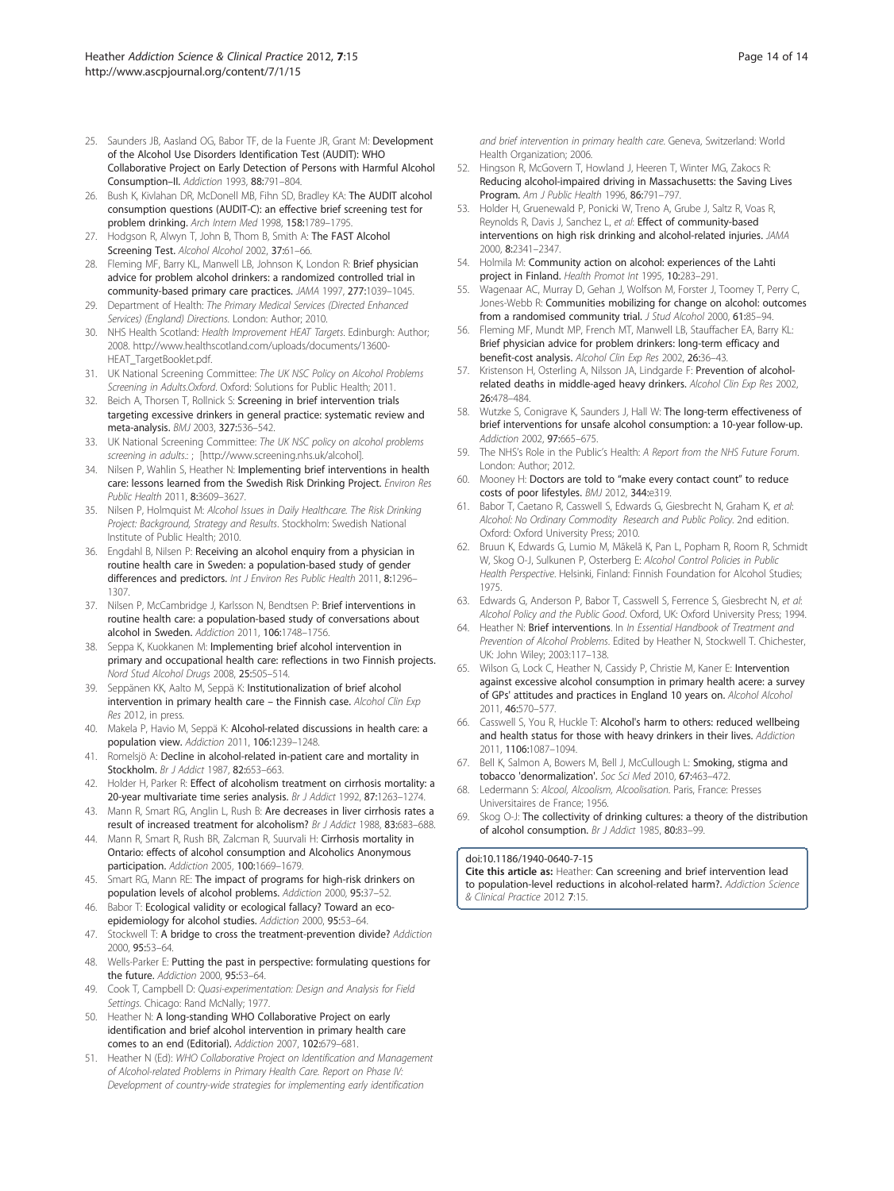25. Saunders JB, Aasland OG, Babor TF, de la Fuente JR, Grant M: **Development of the Alcohol Use Disorders Identification Test (AUDIT): WHO Collaborative Project on Early Detection of Persons with Harmful Alcohol Consumption–II.** *Addiction* 1993, **88:**791–804.
26. Bush K, Kivlahan DR, McDonell MB, Fihn SD, Bradley KA: **The AUDIT alcohol consumption questions (AUDIT-C): an effective brief screening test for problem drinking.** *Arch Intern Med* 1998, **158:**1789–1795.
27. Hodgson R, Alwyn T, John B, Thom B, Smith A: **The FAST Alcohol Screening Test.** *Alcohol Alcohol* 2002, **37:**61–66.
28. Fleming MF, Barry KL, Manwell LB, Johnson K, London R: **Brief physician advice for problem alcohol drinkers: a randomized controlled trial in community-based primary care practices.** *JAMA* 1997, **277:**1039–1045.
29. Department of Health: *The Primary Medical Services (Directed Enhanced Services) (England) Directions.* London: Author; 2010.
30. NHS Health Scotland: *Health Improvement HEAT Targets.* Edinburgh: Author; 2008. http://www.healthscotland.com/uploads/documents/13600-HEAT_TargetBooklet.pdf.
31. UK National Screening Committee: *The UK NSC Policy on Alcohol Problems Screening in Adults.Oxford.* Oxford: Solutions for Public Health; 2011.
32. Beich A, Thorsen T, Rollnick S: **Screening in brief intervention trials targeting excessive drinkers in general practice: systematic review and meta-analysis.** *BMJ* 2003, **327:**536–542.
33. UK National Screening Committee: *The UK NSC policy on alcohol problems screening in adults.*: ; [http://www.screening.nhs.uk/alcohol].
34. Nilsen P, Wahlin S, Heather N: **Implementing brief interventions in health care: lessons learned from the Swedish Risk Drinking Project.** *Environ Res Public Health* 2011, **8:**3609–3627.
35. Nilsen P, Holmquist M: *Alcohol Issues in Daily Healthcare. The Risk Drinking Project: Background, Strategy and Results.* Stockholm: Swedish National Institute of Public Health; 2010.
36. Engdahl B, Nilsen P: **Receiving an alcohol enquiry from a physician in routine health care in Sweden: a population-based study of gender differences and predictors.** *Int J Environ Res Public Health* 2011, **8:**1296–1307.
37. Nilsen P, McCambridge J, Karlsson N, Bendtsen P: **Brief interventions in routine health care: a population-based study of conversations about alcohol in Sweden.** *Addiction* 2011, **106:**1748–1756.
38. Seppa K, Kuokkanen M: **Implementing brief alcohol intervention in primary and occupational health care: reflections in two Finnish projects.** *Nord Stud Alcohol Drugs* 2008, **25:**505–514.
39. Seppänen KK, Aalto M, Seppä K: **Institutionalization of brief alcohol intervention in primary health care – the Finnish case.** *Alcohol Clin Exp Res* 2012, in press.
40. Makela P, Havio M, Seppä K: **Alcohol-related discussions in health care: a population view.** *Addiction* 2011, **106:**1239–1248.
41. Romelsjö A: **Decline in alcohol-related in-patient care and mortality in Stockholm.** *Br J Addict* 1987, **82:**653–663.
42. Holder H, Parker R: **Effect of alcoholism treatment on cirrhosis mortality: a 20-year multivariate time series analysis.** *Br J Addict* 1992, **87:**1263–1274.
43. Mann R, Smart RG, Anglin L, Rush B: **Are decreases in liver cirrhosis rates a result of increased treatment for alcoholism?** *Br J Addict* 1988, **83:**683–688.
44. Mann R, Smart R, Rush BR, Zalcman R, Suurvali H: **Cirrhosis mortality in Ontario: effects of alcohol consumption and Alcoholics Anonymous participation.** *Addiction* 2005, **100:**1669–1679.
45. Smart RG, Mann RE: **The impact of programs for high-risk drinkers on population levels of alcohol problems.** *Addiction* 2000, **95:**37–52.
46. Babor T: **Ecological validity or ecological fallacy? Toward an eco-epidemiology for alcohol studies.** *Addiction* 2000, **95:**53–64.
47. Stockwell T: **A bridge to cross the treatment-prevention divide?** *Addiction* 2000, **95:**53–64.
48. Wells-Parker E: **Putting the past in perspective: formulating questions for the future.** *Addiction* 2000, **95:**53–64.
49. Cook T, Campbell D: *Quasi-experimentation: Design and Analysis for Field Settings.* Chicago: Rand McNally; 1977.
50. Heather N: **A long-standing WHO Collaborative Project on early identification and brief alcohol intervention in primary health care comes to an end (Editorial).** *Addiction* 2007, **102:**679–681.
51. Heather N (Ed): *WHO Collaborative Project on Identification and Management of Alcohol-related Problems in Primary Health Care. Report on Phase IV: Development of country-wide strategies for implementing early identification and brief intervention in primary health care.* Geneva, Switzerland: World Health Organization; 2006.
52. Hingson R, McGovern T, Howland J, Heeren T, Winter MG, Zakocs R: **Reducing alcohol-impaired driving in Massachusetts: the Saving Lives Program.** *Am J Public Health* 1996, **86:**791–797.
53. Holder H, Gruenewald P, Ponicki W, Treno A, Grube J, Saltz R, Voas R, Reynolds R, Davis J, Sanchez L, *et al*: **Effect of community-based interventions on high risk drinking and alcohol-related injuries.** *JAMA* 2000, **8:**2341–2347.
54. Holmila M: **Community action on alcohol: experiences of the Lahti project in Finland.** *Health Promot Int* 1995, **10:**283–291.
55. Wagenaar AC, Murray D, Gehan J, Wolfson M, Forster J, Toomey T, Perry C, Jones-Webb R: **Communities mobilizing for change on alcohol: outcomes from a randomised community trial.** *J Stud Alcohol* 2000, **61:**85–94.
56. Fleming MF, Mundt MP, French MT, Manwell LB, Stauffacher EA, Barry KL: **Brief physician advice for problem drinkers: long-term efficacy and benefit-cost analysis.** *Alcohol Clin Exp Res* 2002, **26:**36–43.
57. Kristenson H, Osterling A, Nilsson JA, Lindgarde F: **Prevention of alcohol-related deaths in middle-aged heavy drinkers.** *Alcohol Clin Exp Res* 2002, **26:**478–484.
58. Wutzke S, Conigrave K, Saunders J, Hall W: **The long-term effectiveness of brief interventions for unsafe alcohol consumption: a 10-year follow-up.** *Addiction* 2002, **97:**665–675.
59. The NHS's Role in the Public's Health: *A Report from the NHS Future Forum.* London: Author; 2012.
60. Mooney H: **Doctors are told to "make every contact count" to reduce costs of poor lifestyles.** *BMJ* 2012, **344:**e319.
61. Babor T, Caetano R, Casswell S, Edwards G, Giesbrecht N, Graham K, *et al*: *Alcohol: No Ordinary Commodity Research and Public Policy.* 2nd edition. Oxford: Oxford University Press; 2010.
62. Bruun K, Edwards G, Lumio M, Mäkelä K, Pan L, Popham R, Room R, Schmidt W, Skog O-J, Sulkunen P, Osterberg E: *Alcohol Control Policies in Public Health Perspective.* Helsinki, Finland: Finnish Foundation for Alcohol Studies; 1975.
63. Edwards G, Anderson P, Babor T, Casswell S, Ferrence S, Giesbrecht N, *et al*: *Alcohol Policy and the Public Good.* Oxford, UK: Oxford University Press; 1994.
64. Heather N: **Brief interventions.** In *In Essential Handbook of Treatment and Prevention of Alcohol Problems.* Edited by Heather N, Stockwell T. Chichester, UK: John Wiley; 2003:117–138.
65. Wilson G, Lock C, Heather N, Cassidy P, Christie M, Kaner E: **Intervention against excessive alcohol consumption in primary health acere: a survey of GPs' attitudes and practices in England 10 years on.** *Alcohol Alcohol* 2011, **46:**570–577.
66. Casswell S, You R, Huckle T: **Alcohol's harm to others: reduced wellbeing and health status for those with heavy drinkers in their lives.** *Addiction* 2011, **1106:**1087–1094.
67. Bell K, Salmon A, Bowers M, Bell J, McCullough L: **Smoking, stigma and tobacco 'denormalization'.** *Soc Sci Med* 2010, **67:**463–472.
68. Ledermann S: *Alcool, Alcoolism, Alcoolisation.* Paris, France: Presses Universitaires de France; 1956.
69. Skog O-J: **The collectivity of drinking cultures: a theory of the distribution of alcohol consumption.** *Br J Addict* 1985, **80:**83–99.

doi:10.1186/1940-0640-7-15

**Cite this article as:** Heather: Can screening and brief intervention lead to population-level reductions in alcohol-related harm?. *Addiction Science & Clinical Practice* 2012 **7**:15.